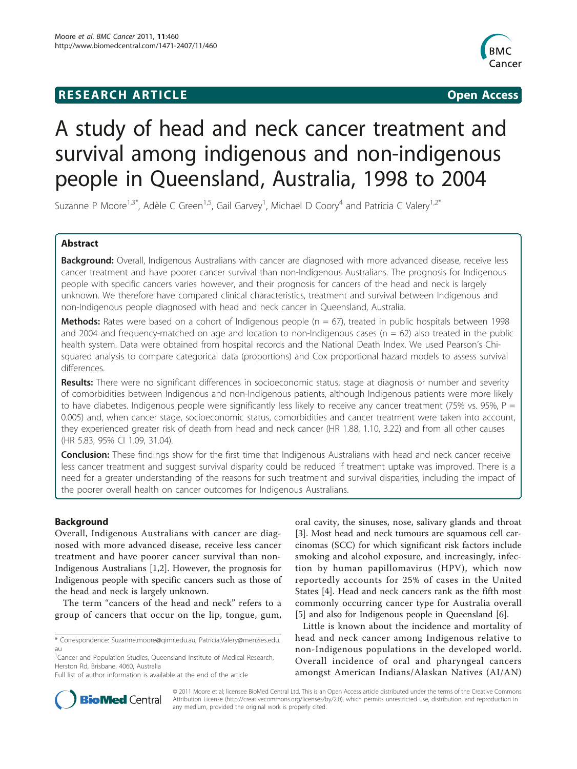RESEARCH ARTICLE Open Access

# A study of head and neck cancer treatment and survival among indigenous and non-indigenous people in Queensland, Australia, 1998 to 2004

Suzanne P Moore[1,3*], Adèle C Green[1,5], Gail Garvey[1], Michael D Coory[4] and Patricia C Valery[1,2*]

## Abstract

**Background:** Overall, Indigenous Australians with cancer are diagnosed with more advanced disease, receive less cancer treatment and have poorer cancer survival than non-Indigenous Australians. The prognosis for Indigenous people with specific cancers varies however, and their prognosis for cancers of the head and neck is largely unknown. We therefore have compared clinical characteristics, treatment and survival between Indigenous and non-Indigenous people diagnosed with head and neck cancer in Queensland, Australia.

**Methods:** Rates were based on a cohort of Indigenous people (n = 67), treated in public hospitals between 1998 and 2004 and frequency-matched on age and location to non-Indigenous cases (n = 62) also treated in the public health system. Data were obtained from hospital records and the National Death Index. We used Pearson's Chi-squared analysis to compare categorical data (proportions) and Cox proportional hazard models to assess survival differences.

**Results:** There were no significant differences in socioeconomic status, stage at diagnosis or number and severity of comorbidities between Indigenous and non-Indigenous patients, although Indigenous patients were more likely to have diabetes. Indigenous people were significantly less likely to receive any cancer treatment (75% vs. 95%, P = 0.005) and, when cancer stage, socioeconomic status, comorbidities and cancer treatment were taken into account, they experienced greater risk of death from head and neck cancer (HR 1.88, 1.10, 3.22) and from all other causes (HR 5.83, 95% CI 1.09, 31.04).

**Conclusion:** These findings show for the first time that Indigenous Australians with head and neck cancer receive less cancer treatment and suggest survival disparity could be reduced if treatment uptake was improved. There is a need for a greater understanding of the reasons for such treatment and survival disparities, including the impact of the poorer overall health on cancer outcomes for Indigenous Australians.

## Background

Overall, Indigenous Australians with cancer are diagnosed with more advanced disease, receive less cancer treatment and have poorer cancer survival than non-Indigenous Australians [1,2]. However, the prognosis for Indigenous people with specific cancers such as those of the head and neck is largely unknown.

The term "cancers of the head and neck" refers to a group of cancers that occur on the lip, tongue, gum, oral cavity, the sinuses, nose, salivary glands and throat [3]. Most head and neck tumours are squamous cell carcinomas (SCC) for which significant risk factors include smoking and alcohol exposure, and increasingly, infection by human papillomavirus (HPV), which now reportedly accounts for 25% of cases in the United States [4]. Head and neck cancers rank as the fifth most commonly occurring cancer type for Australia overall [5] and also for Indigenous people in Queensland [6].

Little is known about the incidence and mortality of head and neck cancer among Indigenous relative to non-Indigenous populations in the developed world. Overall incidence of oral and pharyngeal cancers amongst American Indians/Alaskan Natives (AI/AN)

\* Correspondence: Suzanne.moore@qimr.edu.au; Patricia.Valery@menzies.edu.au

[1]Cancer and Population Studies, Queensland Institute of Medical Research, Herston Rd, Brisbane, 4060, Australia

Full list of author information is available at the end of the article

© 2011 Moore et al; licensee BioMed Central Ltd. This is an Open Access article distributed under the terms of the Creative Commons Attribution License (http://creativecommons.org/licenses/by/2.0), which permits unrestricted use, distribution, and reproduction in any medium, provided the original work is properly cited.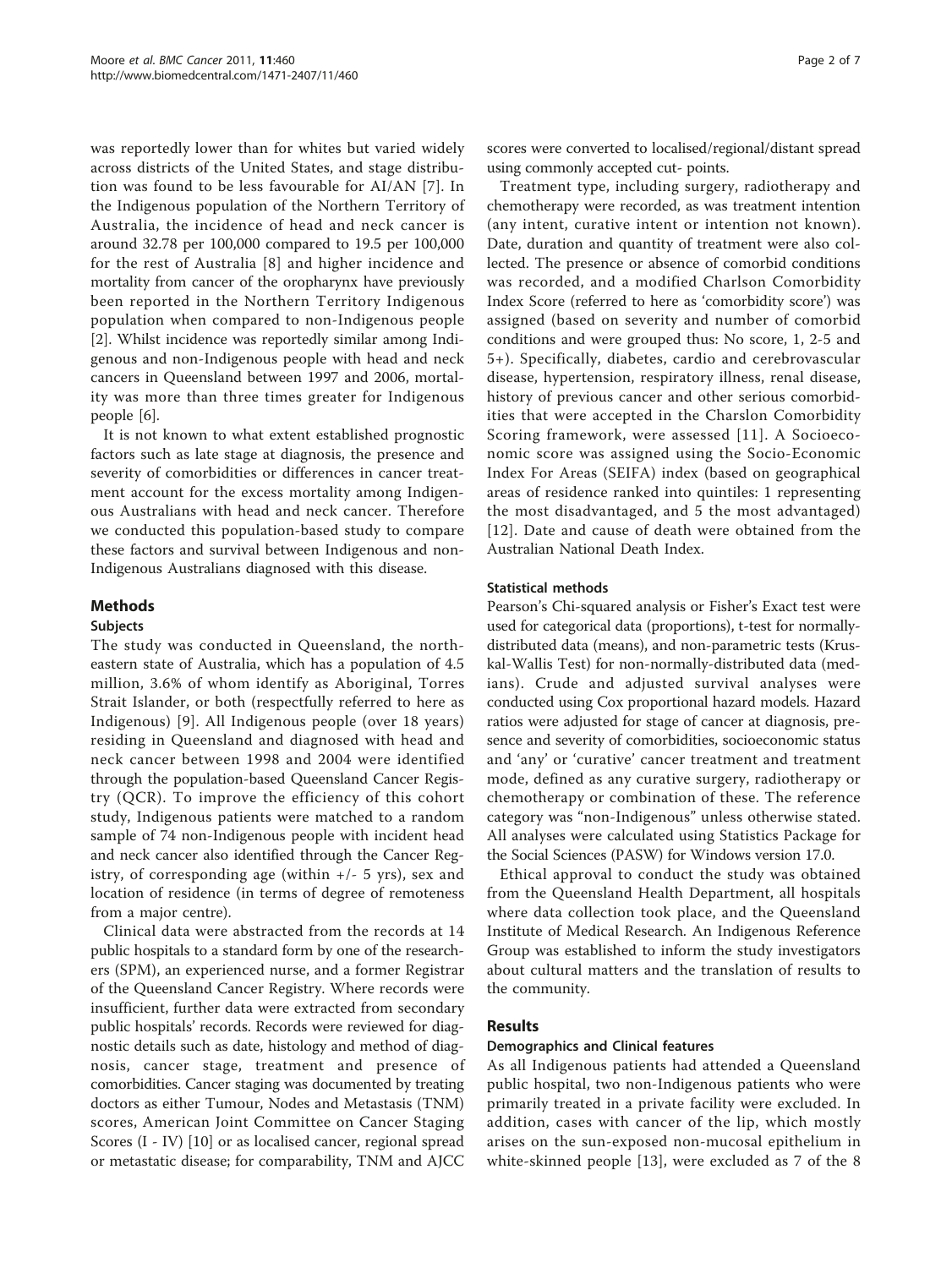was reportedly lower than for whites but varied widely across districts of the United States, and stage distribution was found to be less favourable for AI/AN [7]. In the Indigenous population of the Northern Territory of Australia, the incidence of head and neck cancer is around 32.78 per 100,000 compared to 19.5 per 100,000 for the rest of Australia [8] and higher incidence and mortality from cancer of the oropharynx have previously been reported in the Northern Territory Indigenous population when compared to non-Indigenous people [2]. Whilst incidence was reportedly similar among Indigenous and non-Indigenous people with head and neck cancers in Queensland between 1997 and 2006, mortality was more than three times greater for Indigenous people [6].

It is not known to what extent established prognostic factors such as late stage at diagnosis, the presence and severity of comorbidities or differences in cancer treatment account for the excess mortality among Indigenous Australians with head and neck cancer. Therefore we conducted this population-based study to compare these factors and survival between Indigenous and non-Indigenous Australians diagnosed with this disease.

## Methods

### Subjects

The study was conducted in Queensland, the north-eastern state of Australia, which has a population of 4.5 million, 3.6% of whom identify as Aboriginal, Torres Strait Islander, or both (respectfully referred to here as Indigenous) [9]. All Indigenous people (over 18 years) residing in Queensland and diagnosed with head and neck cancer between 1998 and 2004 were identified through the population-based Queensland Cancer Registry (QCR). To improve the efficiency of this cohort study, Indigenous patients were matched to a random sample of 74 non-Indigenous people with incident head and neck cancer also identified through the Cancer Registry, of corresponding age (within +/- 5 yrs), sex and location of residence (in terms of degree of remoteness from a major centre).

Clinical data were abstracted from the records at 14 public hospitals to a standard form by one of the researchers (SPM), an experienced nurse, and a former Registrar of the Queensland Cancer Registry. Where records were insufficient, further data were extracted from secondary public hospitals' records. Records were reviewed for diagnostic details such as date, histology and method of diagnosis, cancer stage, treatment and presence of comorbidities. Cancer staging was documented by treating doctors as either Tumour, Nodes and Metastasis (TNM) scores, American Joint Committee on Cancer Staging Scores (I - IV) [10] or as localised cancer, regional spread or metastatic disease; for comparability, TNM and AJCC scores were converted to localised/regional/distant spread using commonly accepted cut- points.

Treatment type, including surgery, radiotherapy and chemotherapy were recorded, as was treatment intention (any intent, curative intent or intention not known). Date, duration and quantity of treatment were also collected. The presence or absence of comorbid conditions was recorded, and a modified Charlson Comorbidity Index Score (referred to here as 'comorbidity score') was assigned (based on severity and number of comorbid conditions and were grouped thus: No score, 1, 2-5 and 5+). Specifically, diabetes, cardio and cerebrovascular disease, hypertension, respiratory illness, renal disease, history of previous cancer and other serious comorbidities that were accepted in the Charslon Comorbidity Scoring framework, were assessed [11]. A Socioeconomic score was assigned using the Socio-Economic Index For Areas (SEIFA) index (based on geographical areas of residence ranked into quintiles: 1 representing the most disadvantaged, and 5 the most advantaged) [12]. Date and cause of death were obtained from the Australian National Death Index.

### Statistical methods

Pearson's Chi-squared analysis or Fisher's Exact test were used for categorical data (proportions), t-test for normally-distributed data (means), and non-parametric tests (Kruskal-Wallis Test) for non-normally-distributed data (medians). Crude and adjusted survival analyses were conducted using Cox proportional hazard models. Hazard ratios were adjusted for stage of cancer at diagnosis, presence and severity of comorbidities, socioeconomic status and 'any' or 'curative' cancer treatment and treatment mode, defined as any curative surgery, radiotherapy or chemotherapy or combination of these. The reference category was "non-Indigenous" unless otherwise stated. All analyses were calculated using Statistics Package for the Social Sciences (PASW) for Windows version 17.0.

Ethical approval to conduct the study was obtained from the Queensland Health Department, all hospitals where data collection took place, and the Queensland Institute of Medical Research. An Indigenous Reference Group was established to inform the study investigators about cultural matters and the translation of results to the community.

## Results

### Demographics and Clinical features

As all Indigenous patients had attended a Queensland public hospital, two non-Indigenous patients who were primarily treated in a private facility were excluded. In addition, cases with cancer of the lip, which mostly arises on the sun-exposed non-mucosal epithelium in white-skinned people [13], were excluded as 7 of the 8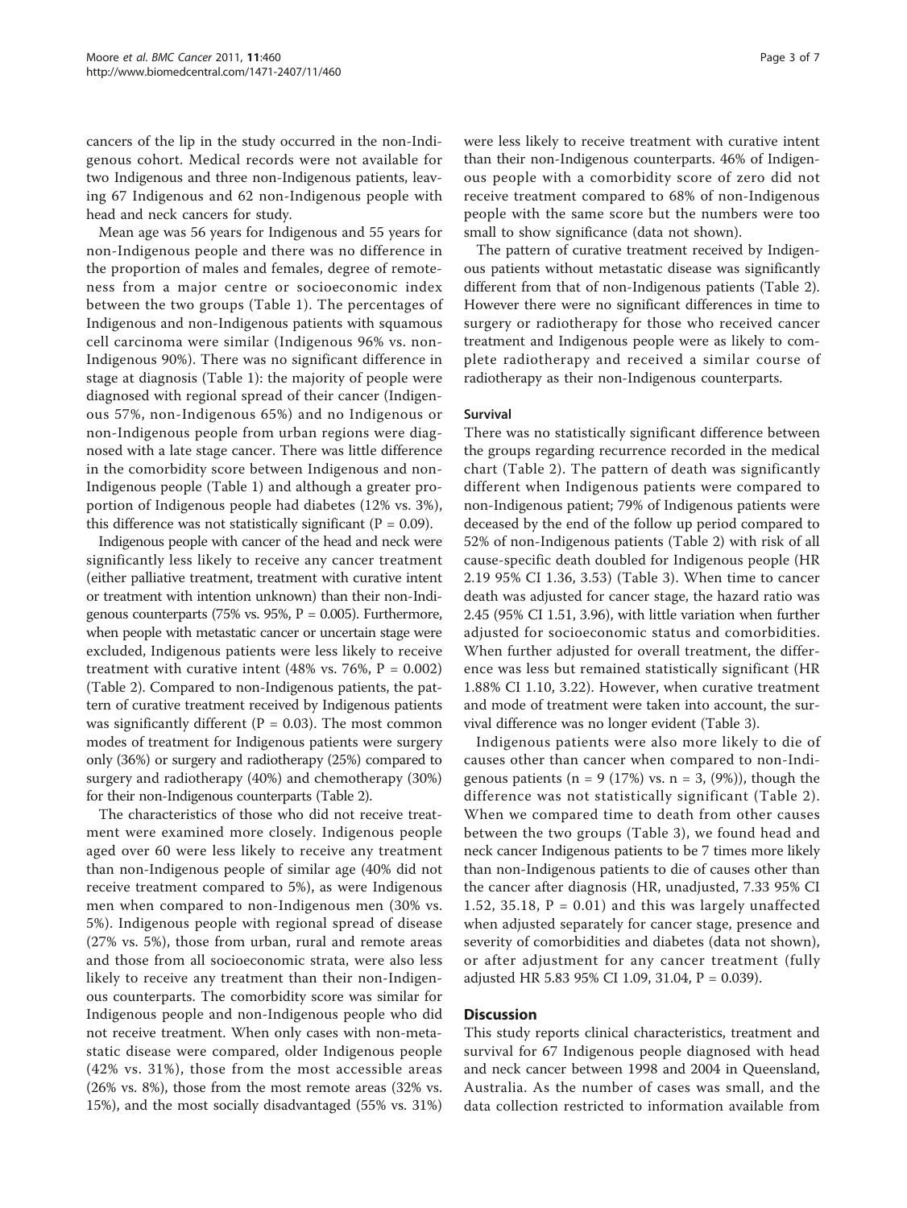cancers of the lip in the study occurred in the non-Indigenous cohort. Medical records were not available for two Indigenous and three non-Indigenous patients, leaving 67 Indigenous and 62 non-Indigenous people with head and neck cancers for study.

Mean age was 56 years for Indigenous and 55 years for non-Indigenous people and there was no difference in the proportion of males and females, degree of remoteness from a major centre or socioeconomic index between the two groups (Table 1). The percentages of Indigenous and non-Indigenous patients with squamous cell carcinoma were similar (Indigenous 96% vs. non-Indigenous 90%). There was no significant difference in stage at diagnosis (Table 1): the majority of people were diagnosed with regional spread of their cancer (Indigenous 57%, non-Indigenous 65%) and no Indigenous or non-Indigenous people from urban regions were diagnosed with a late stage cancer. There was little difference in the comorbidity score between Indigenous and non-Indigenous people (Table 1) and although a greater proportion of Indigenous people had diabetes (12% vs. 3%), this difference was not statistically significant (P = 0.09).

Indigenous people with cancer of the head and neck were significantly less likely to receive any cancer treatment (either palliative treatment, treatment with curative intent or treatment with intention unknown) than their non-Indigenous counterparts (75% vs. 95%, P = 0.005). Furthermore, when people with metastatic cancer or uncertain stage were excluded, Indigenous patients were less likely to receive treatment with curative intent (48% vs. 76%, P = 0.002) (Table 2). Compared to non-Indigenous patients, the pattern of curative treatment received by Indigenous patients was significantly different (P = 0.03). The most common modes of treatment for Indigenous patients were surgery only (36%) or surgery and radiotherapy (25%) compared to surgery and radiotherapy (40%) and chemotherapy (30%) for their non-Indigenous counterparts (Table 2).

The characteristics of those who did not receive treatment were examined more closely. Indigenous people aged over 60 were less likely to receive any treatment than non-Indigenous people of similar age (40% did not receive treatment compared to 5%), as were Indigenous men when compared to non-Indigenous men (30% vs. 5%). Indigenous people with regional spread of disease (27% vs. 5%), those from urban, rural and remote areas and those from all socioeconomic strata, were also less likely to receive any treatment than their non-Indigenous counterparts. The comorbidity score was similar for Indigenous people and non-Indigenous people who did not receive treatment. When only cases with non-metastatic disease were compared, older Indigenous people (42% vs. 31%), those from the most accessible areas (26% vs. 8%), those from the most remote areas (32% vs. 15%), and the most socially disadvantaged (55% vs. 31%) were less likely to receive treatment with curative intent than their non-Indigenous counterparts. 46% of Indigenous people with a comorbidity score of zero did not receive treatment compared to 68% of non-Indigenous people with the same score but the numbers were too small to show significance (data not shown).

The pattern of curative treatment received by Indigenous patients without metastatic disease was significantly different from that of non-Indigenous patients (Table 2). However there were no significant differences in time to surgery or radiotherapy for those who received cancer treatment and Indigenous people were as likely to complete radiotherapy and received a similar course of radiotherapy as their non-Indigenous counterparts.

### Survival

There was no statistically significant difference between the groups regarding recurrence recorded in the medical chart (Table 2). The pattern of death was significantly different when Indigenous patients were compared to non-Indigenous patient; 79% of Indigenous patients were deceased by the end of the follow up period compared to 52% of non-Indigenous patients (Table 2) with risk of all cause-specific death doubled for Indigenous people (HR 2.19 95% CI 1.36, 3.53) (Table 3). When time to cancer death was adjusted for cancer stage, the hazard ratio was 2.45 (95% CI 1.51, 3.96), with little variation when further adjusted for socioeconomic status and comorbidities. When further adjusted for overall treatment, the difference was less but remained statistically significant (HR 1.88% CI 1.10, 3.22). However, when curative treatment and mode of treatment were taken into account, the survival difference was no longer evident (Table 3).

Indigenous patients were also more likely to die of causes other than cancer when compared to non-Indigenous patients (n = 9 (17%) vs. n = 3, (9%)), though the difference was not statistically significant (Table 2). When we compared time to death from other causes between the two groups (Table 3), we found head and neck cancer Indigenous patients to be 7 times more likely than non-Indigenous patients to die of causes other than the cancer after diagnosis (HR, unadjusted, 7.33 95% CI 1.52, 35.18, P = 0.01) and this was largely unaffected when adjusted separately for cancer stage, presence and severity of comorbidities and diabetes (data not shown), or after adjustment for any cancer treatment (fully adjusted HR 5.83 95% CI 1.09, 31.04, P = 0.039).

## Discussion

This study reports clinical characteristics, treatment and survival for 67 Indigenous people diagnosed with head and neck cancer between 1998 and 2004 in Queensland, Australia. As the number of cases was small, and the data collection restricted to information available from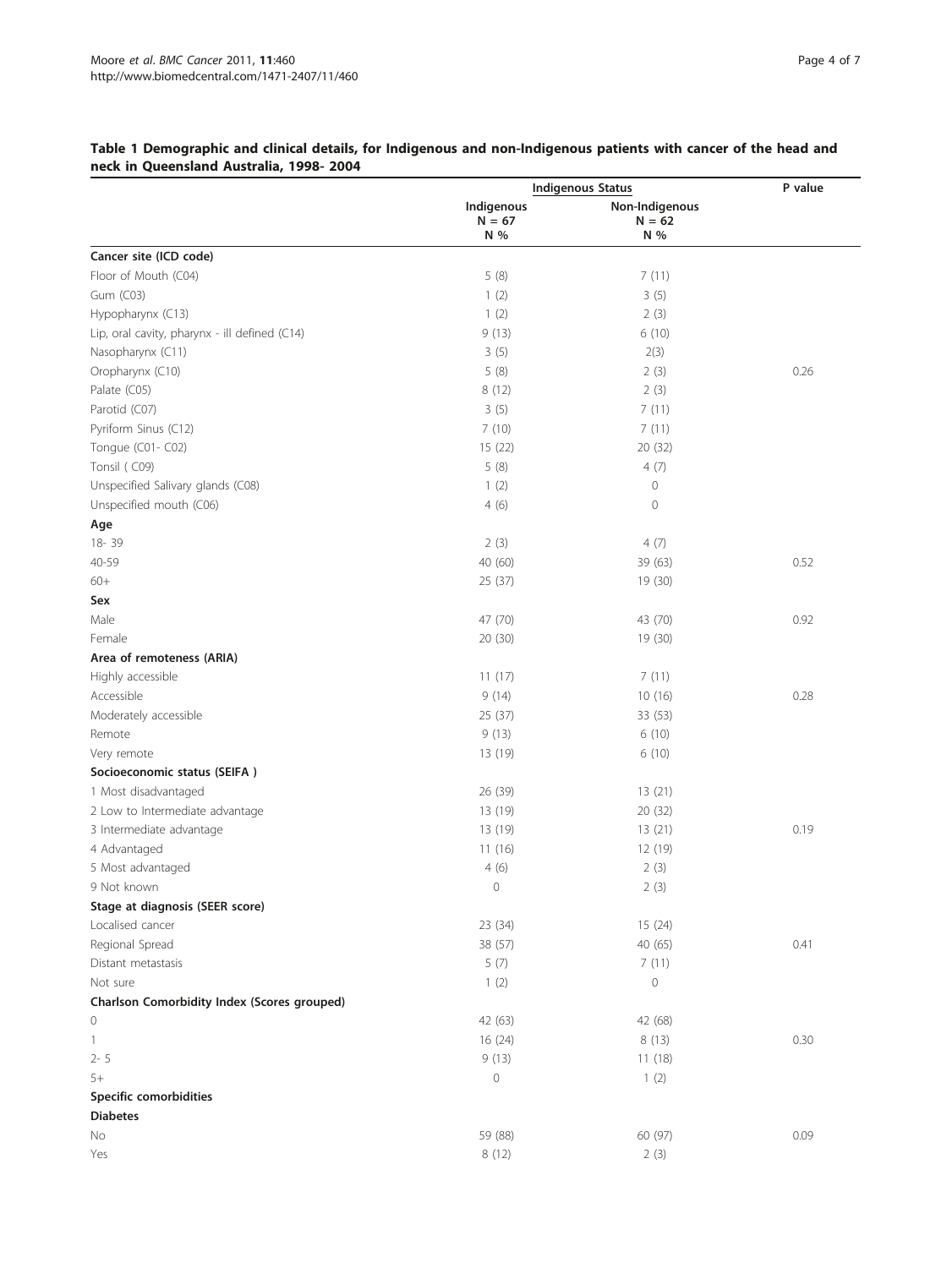**Table 1 Demographic and clinical details, for Indigenous and non-Indigenous patients with cancer of the head and neck in Queensland Australia, 1998- 2004**

| | Indigenous Status | | P value |
|---|---|---|---|
| | Indigenous N = 67 N % | Non-Indigenous N = 62 N % | |
| **Cancer site (ICD code)** | | | |
| Floor of Mouth (C04) | 5 (8) | 7 (11) | |
| Gum (C03) | 1 (2) | 3 (5) | |
| Hypopharynx (C13) | 1 (2) | 2 (3) | |
| Lip, oral cavity, pharynx - ill defined (C14) | 9 (13) | 6 (10) | |
| Nasopharynx (C11) | 3 (5) | 2(3) | |
| Oropharynx (C10) | 5 (8) | 2 (3) | 0.26 |
| Palate (C05) | 8 (12) | 2 (3) | |
| Parotid (C07) | 3 (5) | 7 (11) | |
| Pyriform Sinus (C12) | 7 (10) | 7 (11) | |
| Tongue (C01- C02) | 15 (22) | 20 (32) | |
| Tonsil ( C09) | 5 (8) | 4 (7) | |
| Unspecified Salivary glands (C08) | 1 (2) | 0 | |
| Unspecified mouth (C06) | 4 (6) | 0 | |
| **Age** | | | |
| 18- 39 | 2 (3) | 4 (7) | |
| 40-59 | 40 (60) | 39 (63) | 0.52 |
| 60+ | 25 (37) | 19 (30) | |
| **Sex** | | | |
| Male | 47 (70) | 43 (70) | 0.92 |
| Female | 20 (30) | 19 (30) | |
| **Area of remoteness (ARIA)** | | | |
| Highly accessible | 11 (17) | 7 (11) | |
| Accessible | 9 (14) | 10 (16) | 0.28 |
| Moderately accessible | 25 (37) | 33 (53) | |
| Remote | 9 (13) | 6 (10) | |
| Very remote | 13 (19) | 6 (10) | |
| **Socioeconomic status (SEIFA )** | | | |
| 1 Most disadvantaged | 26 (39) | 13 (21) | |
| 2 Low to Intermediate advantage | 13 (19) | 20 (32) | |
| 3 Intermediate advantage | 13 (19) | 13 (21) | 0.19 |
| 4 Advantaged | 11 (16) | 12 (19) | |
| 5 Most advantaged | 4 (6) | 2 (3) | |
| 9 Not known | 0 | 2 (3) | |
| **Stage at diagnosis (SEER score)** | | | |
| Localised cancer | 23 (34) | 15 (24) | |
| Regional Spread | 38 (57) | 40 (65) | 0.41 |
| Distant metastasis | 5 (7) | 7 (11) | |
| Not sure | 1 (2) | 0 | |
| **Charlson Comorbidity Index (Scores grouped)** | | | |
| 0 | 42 (63) | 42 (68) | |
| 1 | 16 (24) | 8 (13) | 0.30 |
| 2- 5 | 9 (13) | 11 (18) | |
| 5+ | 0 | 1 (2) | |
| **Specific comorbidities** | | | |
| **Diabetes** | | | |
| No | 59 (88) | 60 (97) | 0.09 |
| Yes | 8 (12) | 2 (3) | |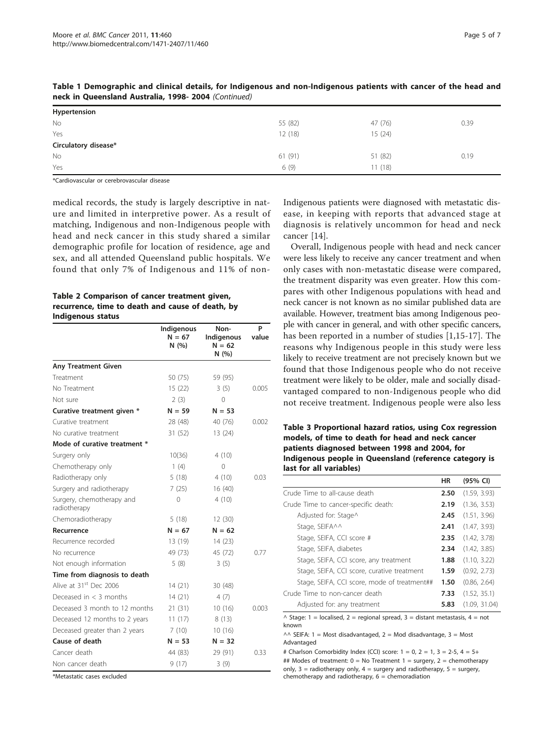**Table 1 Demographic and clinical details, for Indigenous and non-Indigenous patients with cancer of the head and neck in Queensland Australia, 1998- 2004** *(Continued)*

| | | | |
|---|---|---|---|
| **Hypertension** | | | |
| No | 55 (82) | 47 (76) | 0.39 |
| Yes | 12 (18) | 15 (24) | |
| **Circulatory disease*** | | | |
| No | 61 (91) | 51 (82) | 0.19 |
| Yes | 6 (9) | 11 (18) | |

*Cardiovascular or cerebrovascular disease

medical records, the study is largely descriptive in nature and limited in interpretive power. As a result of matching, Indigenous and non-Indigenous people with head and neck cancer in this study shared a similar demographic profile for location of residence, age and sex, and all attended Queensland public hospitals. We found that only 7% of Indigenous and 11% of non-Indigenous patients were diagnosed with metastatic disease, in keeping with reports that advanced stage at diagnosis is relatively uncommon for head and neck cancer [14].

Overall, Indigenous people with head and neck cancer were less likely to receive any cancer treatment and when only cases with non-metastatic disease were compared, the treatment disparity was even greater. How this compares with other Indigenous populations with head and neck cancer is not known as no similar published data are available. However, treatment bias among Indigenous people with cancer in general, and with other specific cancers, has been reported in a number of studies [1,15-17]. The reasons why Indigenous people in this study were less likely to receive treatment are not precisely known but we found that those Indigenous people who do not receive treatment were likely to be older, male and socially disadvantaged compared to non-Indigenous people who did not receive treatment. Indigenous people were also less

**Table 2 Comparison of cancer treatment given, recurrence, time to death and cause of death, by Indigenous status**

| | Indigenous N = 67 N (%) | Non-Indigenous N = 62 N (%) | P value |
|---|---|---|---|
| **Any Treatment Given** | | | |
| Treatment | 50 (75) | 59 (95) | |
| No Treatment | 15 (22) | 3 (5) | 0.005 |
| Not sure | 2 (3) | 0 | |
| **Curative treatment given *** | **N = 59** | **N = 53** | |
| Curative treatment | 28 (48) | 40 (76) | 0.002 |
| No curative treatment | 31 (52) | 13 (24) | |
| **Mode of curative treatment *** | | | |
| Surgery only | 10(36) | 4 (10) | |
| Chemotherapy only | 1 (4) | 0 | |
| Radiotherapy only | 5 (18) | 4 (10) | 0.03 |
| Surgery and radiotherapy | 7 (25) | 16 (40) | |
| Surgery, chemotherapy and radiotherapy | 0 | 4 (10) | |
| Chemoradiotherapy | 5 (18) | 12 (30) | |
| **Recurrence** | **N = 67** | **N = 62** | |
| Recurrence recorded | 13 (19) | 14 (23) | |
| No recurrence | 49 (73) | 45 (72) | 0.77 |
| Not enough information | 5 (8) | 3 (5) | |
| **Time from diagnosis to death** | | | |
| Alive at 31st Dec 2006 | 14 (21) | 30 (48) | |
| Deceased in < 3 months | 14 (21) | 4 (7) | |
| Deceased 3 month to 12 months | 21 (31) | 10 (16) | 0.003 |
| Deceased 12 months to 2 years | 11 (17) | 8 (13) | |
| Deceased greater than 2 years | 7 (10) | 10 (16) | |
| **Cause of death** | **N = 53** | **N = 32** | |
| Cancer death | 44 (83) | 29 (91) | 0.33 |
| Non cancer death | 9 (17) | 3 (9) | |

*Metastatic cases excluded

**Table 3 Proportional hazard ratios, using Cox regression models, of time to death for head and neck cancer patients diagnosed between 1998 and 2004, for Indigenous people in Queensland (reference category is last for all variables)**

| | HR | (95% CI) |
|---|---|---|
| Crude Time to all-cause death | **2.50** | (1.59, 3.93) |
| Crude Time to cancer-specific death: | **2.19** | (1.36, 3.53) |
| Adjusted for: Stage^ | **2.45** | (1.51, 3.96) |
| Stage, SEIFA^^ | **2.41** | (1.47, 3.93) |
| Stage, SEIFA, CCI score # | **2.35** | (1.42, 3.78) |
| Stage, SEIFA, diabetes | **2.34** | (1.42, 3.85) |
| Stage, SEIFA, CCI score, any treatment | **1.88** | (1.10, 3.22) |
| Stage, SEIFA, CCI score, curative treatment | **1.59** | (0.92, 2.73) |
| Stage, SEIFA, CCI score, mode of treatment## | **1.50** | (0.86, 2.64) |
| Crude Time to non-cancer death | **7.33** | (1.52, 35.1) |
| Adjusted for: any treatment | **5.83** | (1.09, 31.04) |

^ Stage: 1 = localised, 2 = regional spread, 3 = distant metastasis, 4 = not known

^^ SEIFA: 1 = Most disadvantaged, 2 = Mod disadvantage, 3 = Most Advantaged

# Charlson Comorbidity Index (CCI) score: 1 = 0, 2 = 1, 3 = 2-5, 4 = 5+

## Modes of treatment: 0 = No Treatment 1 = surgery, 2 = chemotherapy only, 3 = radiotherapy only, 4 = surgery and radiotherapy, 5 = surgery, chemotherapy and radiotherapy, 6 = chemoradiation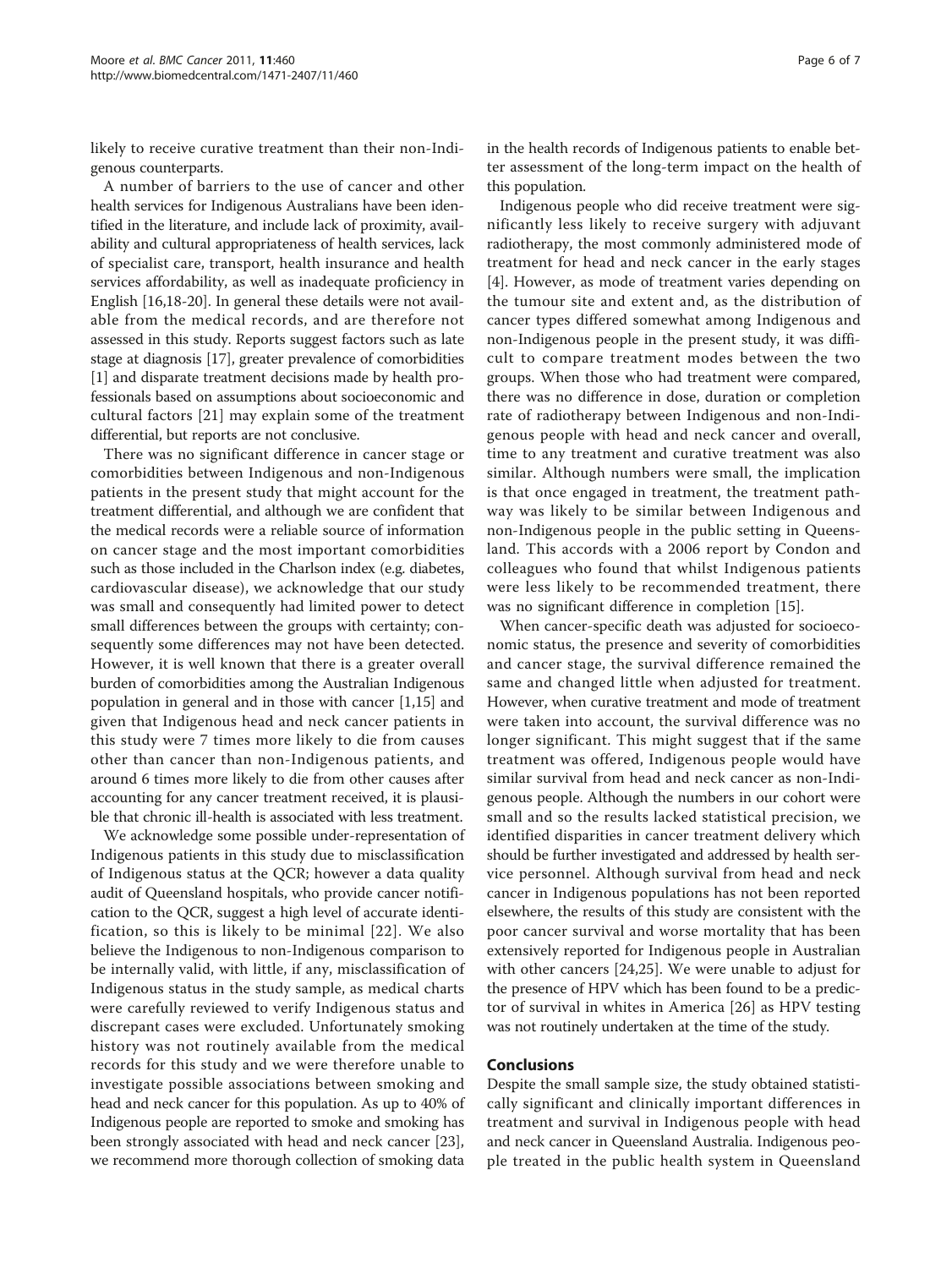likely to receive curative treatment than their non-Indigenous counterparts.

A number of barriers to the use of cancer and other health services for Indigenous Australians have been identified in the literature, and include lack of proximity, availability and cultural appropriateness of health services, lack of specialist care, transport, health insurance and health services affordability, as well as inadequate proficiency in English [16,18-20]. In general these details were not available from the medical records, and are therefore not assessed in this study. Reports suggest factors such as late stage at diagnosis [17], greater prevalence of comorbidities [1] and disparate treatment decisions made by health professionals based on assumptions about socioeconomic and cultural factors [21] may explain some of the treatment differential, but reports are not conclusive.

There was no significant difference in cancer stage or comorbidities between Indigenous and non-Indigenous patients in the present study that might account for the treatment differential, and although we are confident that the medical records were a reliable source of information on cancer stage and the most important comorbidities such as those included in the Charlson index (e.g. diabetes, cardiovascular disease), we acknowledge that our study was small and consequently had limited power to detect small differences between the groups with certainty; consequently some differences may not have been detected. However, it is well known that there is a greater overall burden of comorbidities among the Australian Indigenous population in general and in those with cancer [1,15] and given that Indigenous head and neck cancer patients in this study were 7 times more likely to die from causes other than cancer than non-Indigenous patients, and around 6 times more likely to die from other causes after accounting for any cancer treatment received, it is plausible that chronic ill-health is associated with less treatment.

We acknowledge some possible under-representation of Indigenous patients in this study due to misclassification of Indigenous status at the QCR; however a data quality audit of Queensland hospitals, who provide cancer notification to the QCR, suggest a high level of accurate identification, so this is likely to be minimal [22]. We also believe the Indigenous to non-Indigenous comparison to be internally valid, with little, if any, misclassification of Indigenous status in the study sample, as medical charts were carefully reviewed to verify Indigenous status and discrepant cases were excluded. Unfortunately smoking history was not routinely available from the medical records for this study and we were therefore unable to investigate possible associations between smoking and head and neck cancer for this population. As up to 40% of Indigenous people are reported to smoke and smoking has been strongly associated with head and neck cancer [23], we recommend more thorough collection of smoking data in the health records of Indigenous patients to enable better assessment of the long-term impact on the health of this population.

Indigenous people who did receive treatment were significantly less likely to receive surgery with adjuvant radiotherapy, the most commonly administered mode of treatment for head and neck cancer in the early stages [4]. However, as mode of treatment varies depending on the tumour site and extent and, as the distribution of cancer types differed somewhat among Indigenous and non-Indigenous people in the present study, it was difficult to compare treatment modes between the two groups. When those who had treatment were compared, there was no difference in dose, duration or completion rate of radiotherapy between Indigenous and non-Indigenous people with head and neck cancer and overall, time to any treatment and curative treatment was also similar. Although numbers were small, the implication is that once engaged in treatment, the treatment pathway was likely to be similar between Indigenous and non-Indigenous people in the public setting in Queensland. This accords with a 2006 report by Condon and colleagues who found that whilst Indigenous patients were less likely to be recommended treatment, there was no significant difference in completion [15].

When cancer-specific death was adjusted for socioeconomic status, the presence and severity of comorbidities and cancer stage, the survival difference remained the same and changed little when adjusted for treatment. However, when curative treatment and mode of treatment were taken into account, the survival difference was no longer significant. This might suggest that if the same treatment was offered, Indigenous people would have similar survival from head and neck cancer as non-Indigenous people. Although the numbers in our cohort were small and so the results lacked statistical precision, we identified disparities in cancer treatment delivery which should be further investigated and addressed by health service personnel. Although survival from head and neck cancer in Indigenous populations has not been reported elsewhere, the results of this study are consistent with the poor cancer survival and worse mortality that has been extensively reported for Indigenous people in Australian with other cancers [24,25]. We were unable to adjust for the presence of HPV which has been found to be a predictor of survival in whites in America [26] as HPV testing was not routinely undertaken at the time of the study.

## Conclusions

Despite the small sample size, the study obtained statistically significant and clinically important differences in treatment and survival in Indigenous people with head and neck cancer in Queensland Australia. Indigenous people treated in the public health system in Queensland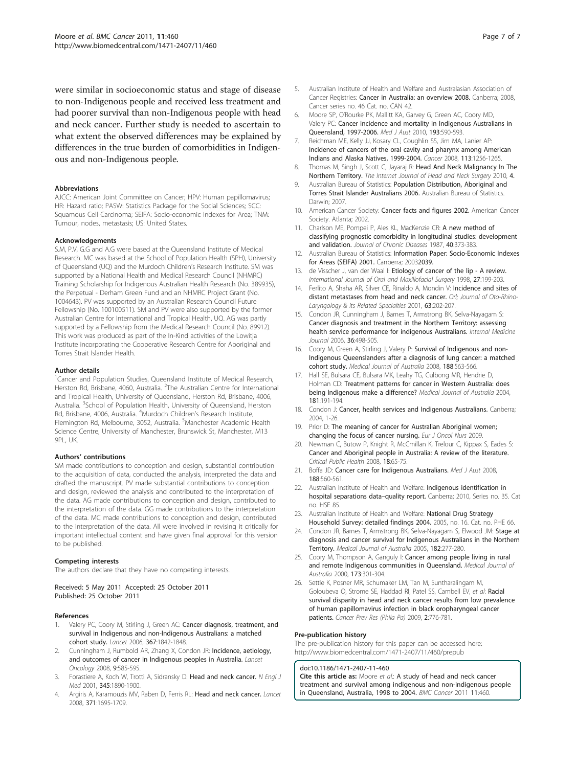were similar in socioeconomic status and stage of disease to non-Indigenous people and received less treatment and had poorer survival than non-Indigenous people with head and neck cancer. Further study is needed to ascertain to what extent the observed differences may be explained by differences in the true burden of comorbidities in Indigenous and non-Indigenous people.

#### Abbreviations

AJCC: American Joint Committee on Cancer; HPV: Human papillomavirus; HR: Hazard ratio; PASW: Statistics Package for the Social Sciences; SCC: Squamous Cell Carcinoma; SEIFA: Socio-economic Indexes for Area; TNM: Tumour, nodes, metastasis; US: United States.

#### Acknowledgements

S.M, P.V, G.G and A.G were based at the Queensland Institute of Medical Research. MC was based at the School of Population Health (SPH), University of Queensland (UQ) and the Murdoch Children's Research Institute. SM was supported by a National Health and Medical Research Council (NHMRC) Training Scholarship for Indigenous Australian Health Research (No. 389935), the Perpetual - Derham Green Fund and an NHMRC Project Grant (No. 1004643). PV was supported by an Australian Research Council Future Fellowship (No. 100100511). SM and PV were also supported by the former Australian Centre for International and Tropical Health, UQ. AG was partly supported by a Fellowship from the Medical Research Council (No. 89912). This work was produced as part of the In-Kind activities of the Lowitja Institute incorporating the Cooperative Research Centre for Aboriginal and Torres Strait Islander Health.

#### Author details

[1]Cancer and Population Studies, Queensland Institute of Medical Research, Herston Rd, Brisbane, 4060, Australia. [2]The Australian Centre for International and Tropical Health, University of Queensland, Herston Rd, Brisbane, 4006, Australia. [3]School of Population Health, University of Queensland, Herston Rd, Brisbane, 4006, Australia. [4]Murdoch Children's Research Institute, Flemington Rd, Melbourne, 3052, Australia. [5]Manchester Academic Health Science Centre, University of Manchester, Brunswick St, Manchester, M13 9PL, UK.

#### Authors' contributions

SM made contributions to conception and design, substantial contribution to the acquisition of data, conducted the analysis, interpreted the data and drafted the manuscript. PV made substantial contributions to conception and design, reviewed the analysis and contributed to the interpretation of the data. AG made contributions to conception and design, contributed to the interpretation of the data. GG made contributions to the interpretation of the data. MC made contributions to conception and design, contributed to the interpretation of the data. All were involved in revising it critically for important intellectual content and have given final approval for this version to be published.

#### Competing interests

The authors declare that they have no competing interests.

Received: 5 May 2011 Accepted: 25 October 2011
Published: 25 October 2011

#### References

1. Valery PC, Coory M, Stirling J, Green AC: **Cancer diagnosis, treatment, and survival in Indigenous and non-Indigenous Australians: a matched cohort study.** *Lancet* 2006, **367**:1842-1848.
2. Cunningham J, Rumbold AR, Zhang X, Condon JR: **Incidence, aetiology, and outcomes of cancer in Indigenous peoples in Australia.** *Lancet Oncology* 2008, **9**:585-595.
3. Forastiere A, Koch W, Trotti A, Sidransky D: **Head and neck cancer.** *N Engl J Med* 2001, **345**:1890-1900.
4. Argiris A, Karamouzis MV, Raben D, Ferris RL: **Head and neck cancer.** *Lancet* 2008, **371**:1695-1709.
5. Australian Institute of Health and Welfare and Australasian Association of Cancer Registries: **Cancer in Australia: an overview 2008.** Canberra; 2008, Cancer series no. 46 Cat. no. CAN 42.
6. Moore SP, O'Rourke PK, Mallitt KA, Garvey G, Green AC, Coory MD, Valery PC: **Cancer incidence and mortality in Indigenous Australians in Queensland, 1997-2006.** *Med J Aust* 2010, **193**:590-593.
7. Reichman ME, Kelly JJ, Kosary CL, Coughlin SS, Jim MA, Lanier AP: **Incidence of cancers of the oral cavity and pharynx among American Indians and Alaska Natives, 1999-2004.** *Cancer* 2008, **113**:1256-1265.
8. Thomas M, Singh J, Scott C, Jayaraj R: **Head And Neck Malignancy In The Northern Territory.** *The Internet Journal of Head and Neck Surgery* 2010, **4**.
9. Australian Bureau of Statistics: **Population Distribution, Aboriginal and Torres Strait Islander Australians 2006.** Australian Bureau of Statistics. Darwin; 2007.
10. American Cancer Society: **Cancer facts and figures 2002.** American Cancer Society. Atlanta; 2002.
11. Charlson ME, Pompei P, Ales KL, MacKenzie CR: **A new method of classifying prognostic comorbidity in longitudinal studies: development and validation.** *Journal of Chronic Diseases* 1987, **40**:373-383.
12. Australian Bureau of Statistics: **Information Paper: Socio-Economic Indexes for Areas (SEIFA) 2001.** Canberra; 2003**2039**.
13. de Visscher J, van der Waal I: **Etiology of cancer of the lip - A review.** *International Journal of Oral and Maxillofacial Surgery* 1998, **27**:199-203.
14. Ferlito A, Shaha AR, Silver CE, Rinaldo A, Mondin V: **Incidence and sites of distant metastases from head and neck cancer.** *Orl; Journal of Oto-Rhino-Laryngology & its Related Specialties* 2001, **63**:202-207.
15. Condon JR, Cunningham J, Barnes T, Armstrong BK, Selva-Nayagam S: **Cancer diagnosis and treatment in the Northern Territory: assessing health service performance for Indigenous Australians.** *Internal Medicine Journal* 2006, **36**:498-505.
16. Coory M, Green A, Stirling J, Valery P: **Survival of Indigenous and non-Indigenous Queenslanders after a diagnosis of lung cancer: a matched cohort study.** *Medical Journal of Australia* 2008, **188**:563-566.
17. Hall SE, Bulsara CE, Bulsara MK, Leahy TG, Culbong MR, Hendrie D, Holman CD: **Treatment patterns for cancer in Western Australia: does being Indigenous make a difference?** *Medical Journal of Australia* 2004, **181**:191-194.
18. Condon J: **Cancer, health services and Indigenous Australians.** Canberra; 2004, 1-26.
19. Prior D: **The meaning of cancer for Australian Aboriginal women; changing the focus of cancer nursing.** *Eur J Oncol Nurs* 2009.
20. Newman C, Butow P, Knight R, McCmillan K, Trelour C, Kippax S, Eades S: **Cancer and Aboriginal people in Australia: A review of the literature.** *Critical Public Health* 2008, **18**:65-75.
21. Boffa JD: **Cancer care for Indigenous Australians.** *Med J Aust* 2008, **188**:560-561.
22. Australian Institute of Health and Welfare: **Indigenous identification in hospital separations data–quality report.** Canberra; 2010, Series no. 35. Cat no. HSE 85.
23. Australian Institute of Health and Welfare: **National Drug Strategy Household Survey: detailed findings 2004.** 2005, no. 16. Cat. no. PHE 66.
24. Condon JR, Barnes T, Armstrong BK, Selva-Nayagam S, Elwood JM: **Stage at diagnosis and cancer survival for Indigenous Australians in the Northern Territory.** *Medical Journal of Australia* 2005, **182**:277-280.
25. Coory M, Thompson A, Ganguly I: **Cancer among people living in rural and remote Indigenous communities in Queensland.** *Medical Journal of Australia* 2000, **173**:301-304.
26. Settle K, Posner MR, Schumaker LM, Tan M, Suntharalingam M, Goloubeva O, Strome SE, Haddad RI, Patel SS, Cambell EV, *et al*: **Racial survival disparity in head and neck cancer results from low prevalence of human papillomavirus infection in black oropharyngeal cancer patients.** *Cancer Prev Res (Phila Pa)* 2009, **2**:776-781.

#### Pre-publication history

The pre-publication history for this paper can be accessed here:
http://www.biomedcentral.com/1471-2407/11/460/prepub

doi:10.1186/1471-2407-11-460
**Cite this article as:** Moore *et al.*: A study of head and neck cancer treatment and survival among indigenous and non-indigenous people in Queensland, Australia, 1998 to 2004. *BMC Cancer* 2011 **11**:460.